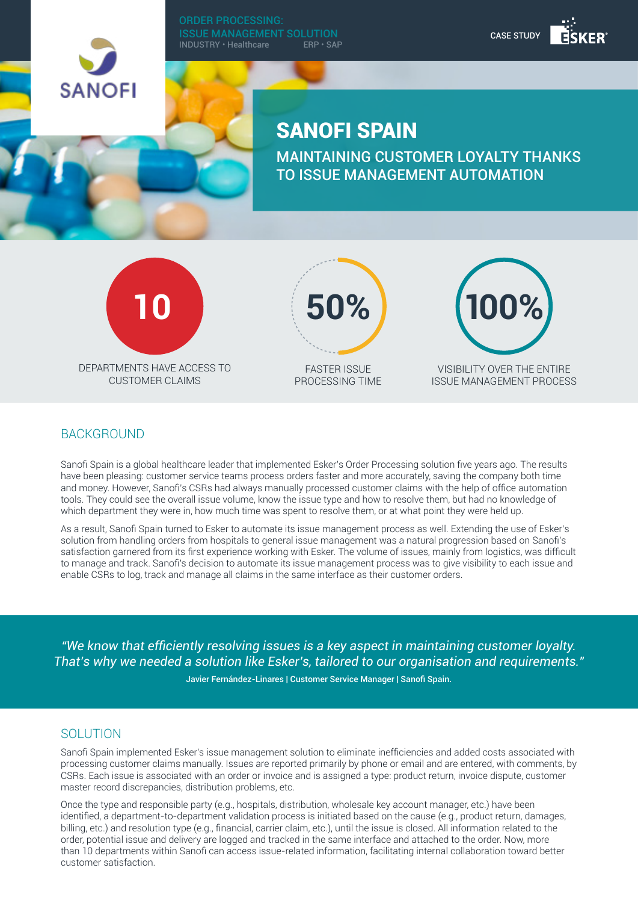ORDER PROCESSING:
ISSUE MANAGEMENT SOLUTION
INDUSTRY • Healthcare ERP • SAP

CASE STUDY

SANOFI

# SANOFI SPAIN

## MAINTAINING CUSTOMER LOYALTY THANKS TO ISSUE MANAGEMENT AUTOMATION

**10**
DEPARTMENTS HAVE ACCESS TO CUSTOMER CLAIMS

**50%**
FASTER ISSUE PROCESSING TIME

**100%**
VISIBILITY OVER THE ENTIRE ISSUE MANAGEMENT PROCESS

## BACKGROUND

Sanofi Spain is a global healthcare leader that implemented Esker's Order Processing solution five years ago. The results have been pleasing: customer service teams process orders faster and more accurately, saving the company both time and money. However, Sanofi's CSRs had always manually processed customer claims with the help of office automation tools. They could see the overall issue volume, know the issue type and how to resolve them, but had no knowledge of which department they were in, how much time was spent to resolve them, or at what point they were held up.

As a result, Sanofi Spain turned to Esker to automate its issue management process as well. Extending the use of Esker's solution from handling orders from hospitals to general issue management was a natural progression based on Sanofi's satisfaction garnered from its first experience working with Esker. The volume of issues, mainly from logistics, was difficult to manage and track. Sanofi's decision to automate its issue management process was to give visibility to each issue and enable CSRs to log, track and manage all claims in the same interface as their customer orders.

> *"We know that efficiently resolving issues is a key aspect in maintaining customer loyalty. That's why we needed a solution like Esker's, tailored to our organisation and requirements."*
>
> **Javier Fernández-Linares | Customer Service Manager | Sanofi Spain.**

## SOLUTION

Sanofi Spain implemented Esker's issue management solution to eliminate inefficiencies and added costs associated with processing customer claims manually. Issues are reported primarily by phone or email and are entered, with comments, by CSRs. Each issue is associated with an order or invoice and is assigned a type: product return, invoice dispute, customer master record discrepancies, distribution problems, etc.

Once the type and responsible party (e.g., hospitals, distribution, wholesale key account manager, etc.) have been identified, a department-to-department validation process is initiated based on the cause (e.g., product return, damages, billing, etc.) and resolution type (e.g., financial, carrier claim, etc.), until the issue is closed. All information related to the order, potential issue and delivery are logged and tracked in the same interface and attached to the order. Now, more than 10 departments within Sanofi can access issue-related information, facilitating internal collaboration toward better customer satisfaction.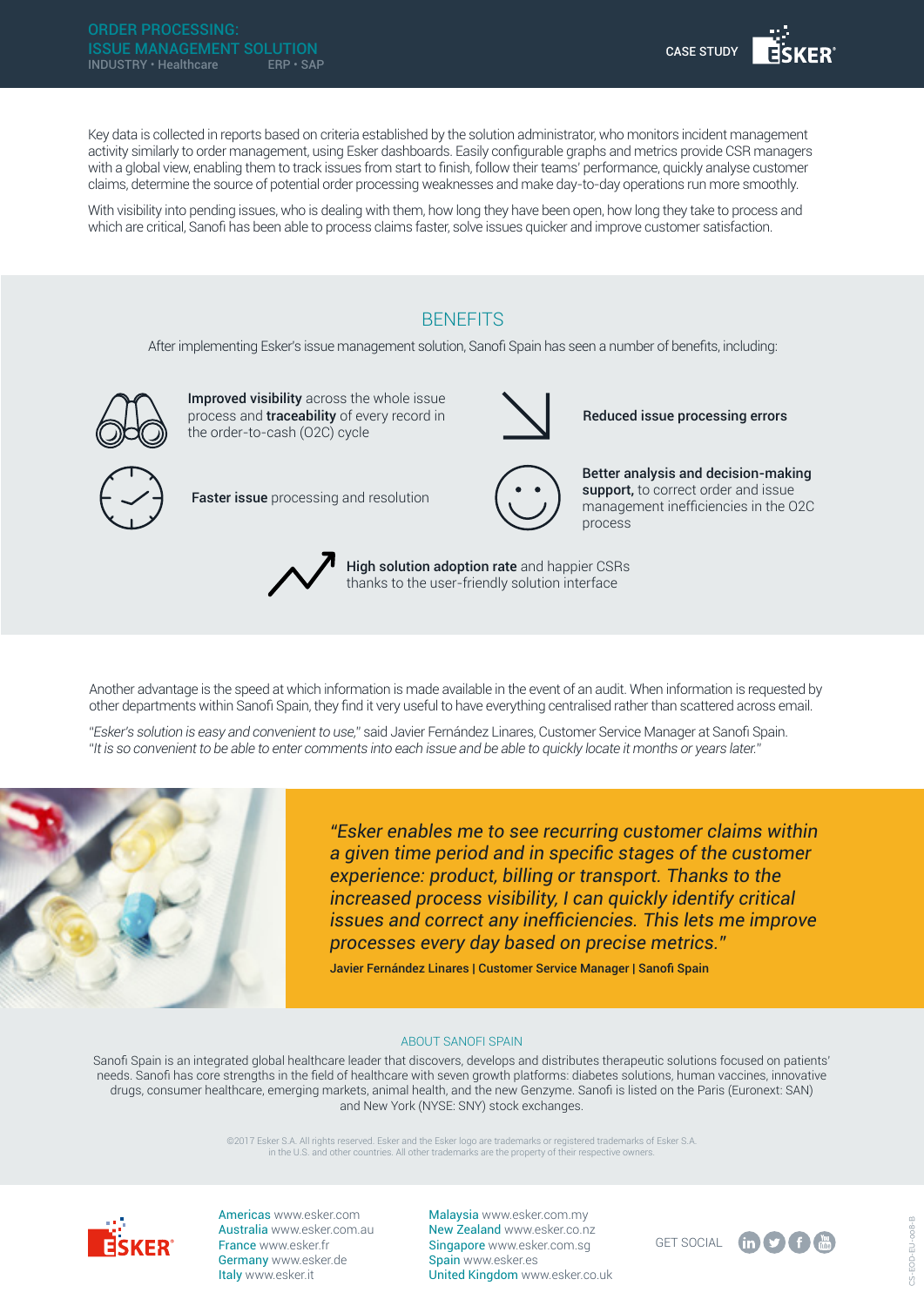Key data is collected in reports based on criteria established by the solution administrator, who monitors incident management activity similarly to order management, using Esker dashboards. Easily configurable graphs and metrics provide CSR managers with a global view, enabling them to track issues from start to finish, follow their teams' performance, quickly analyse customer claims, determine the source of potential order processing weaknesses and make day-to-day operations run more smoothly.

With visibility into pending issues, who is dealing with them, how long they have been open, how long they take to process and which are critical, Sanofi Spain has been able to process claims faster, solve issues quicker and improve customer satisfaction.

## BENEFITS

After implementing Esker's issue management solution, Sanofi Spain has seen a number of benefits, including:

- **Improved visibility** across the whole issue process and **traceability** of every record in the order-to-cash (O2C) cycle
- **Reduced issue processing errors**
- **Faster issue** processing and resolution
- **Better analysis and decision-making support,** to correct order and issue management inefficiencies in the O2C process
- **High solution adoption rate** and happier CSRs thanks to the user-friendly solution interface

Another advantage is the speed at which information is made available in the event of an audit. When information is requested by other departments within Sanofi Spain, they find it very useful to have everything centralised rather than scattered across email.

"*Esker's solution is easy and convenient to use,*" said Javier Fernández Linares, Customer Service Manager at Sanofi Spain. "*It is so convenient to be able to enter comments into each issue and be able to quickly locate it months or years later.*"

> *"Esker enables me to see recurring customer claims within a given time period and in specific stages of the customer experience: product, billing or transport. Thanks to the increased process visibility, I can quickly identify critical issues and correct any inefficiencies. This lets me improve processes every day based on precise metrics."*
>
> **Javier Fernández Linares | Customer Service Manager | Sanofi Spain**

### ABOUT SANOFI SPAIN

Sanofi Spain is an integrated global healthcare leader that discovers, develops and distributes therapeutic solutions focused on patients' needs. Sanofi has core strengths in the field of healthcare with seven growth platforms: diabetes solutions, human vaccines, innovative drugs, consumer healthcare, emerging markets, animal health, and the new Genzyme. Sanofi is listed on the Paris (Euronext: SAN) and New York (NYSE: SNY) stock exchanges.

©2017 Esker S.A. All rights reserved. Esker and the Esker logo are trademarks or registered trademarks of Esker S.A. in the U.S. and other countries. All other trademarks are the property of their respective owners.

Americas www.esker.com
Australia www.esker.com.au
France www.esker.fr
Germany www.esker.de
Italy www.esker.it
Malaysia www.esker.com.my
New Zealand www.esker.co.nz
Singapore www.esker.com.sg
Spain www.esker.es
United Kingdom www.esker.co.uk

GET SOCIAL

CS-EOD-EU-008-B